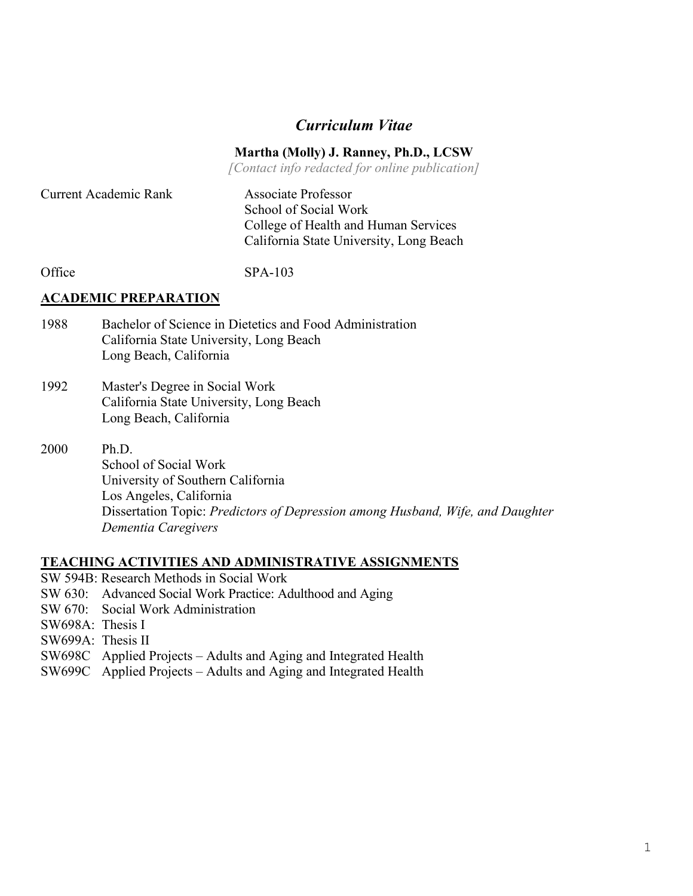# *Curriculum Vitae*

**Martha (Molly) J. Ranney, Ph.D., LCSW**

*[Contact info redacted for online publication]*

Current Academic Rank: Associate Professor
School of Social Work
College of Health and Human Services
California State University, Long Beach

Office: SPA-103

## ACADEMIC PREPARATION

1988 Bachelor of Science in Dietetics and Food Administration
California State University, Long Beach
Long Beach, California

1992 Master's Degree in Social Work
California State University, Long Beach
Long Beach, California

2000 Ph.D.
School of Social Work
University of Southern California
Los Angeles, California
Dissertation Topic: *Predictors of Depression among Husband, Wife, and Daughter Dementia Caregivers*

## TEACHING ACTIVITIES AND ADMINISTRATIVE ASSIGNMENTS

SW 594B: Research Methods in Social Work
SW 630: Advanced Social Work Practice: Adulthood and Aging
SW 670: Social Work Administration
SW698A: Thesis I
SW699A: Thesis II
SW698C Applied Projects – Adults and Aging and Integrated Health
SW699C Applied Projects – Adults and Aging and Integrated Health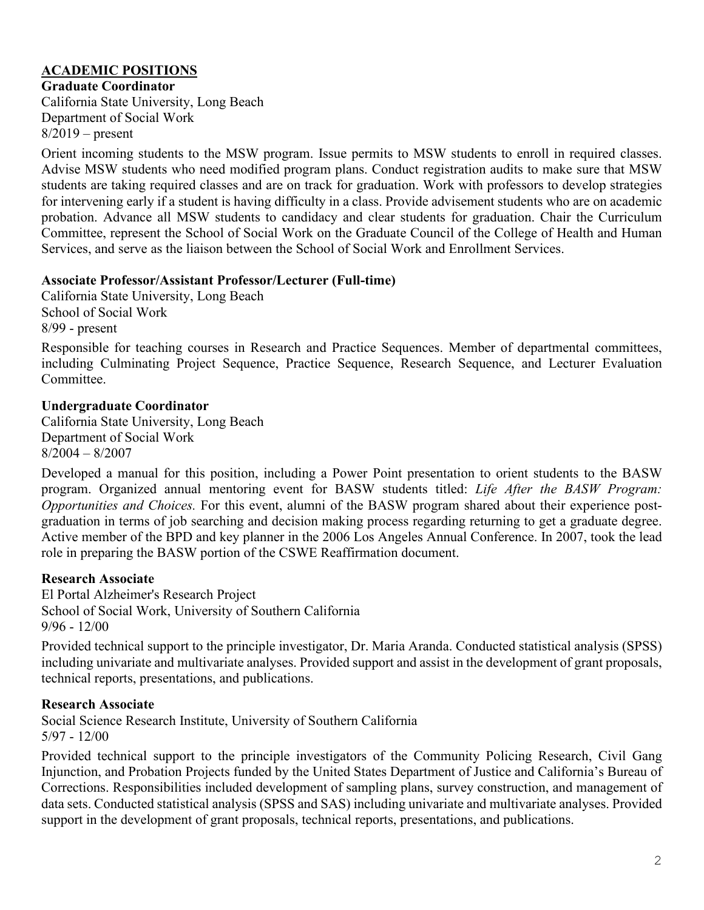## ACADEMIC POSITIONS

**Graduate Coordinator**
California State University, Long Beach
Department of Social Work
8/2019 – present

Orient incoming students to the MSW program. Issue permits to MSW students to enroll in required classes. Advise MSW students who need modified program plans. Conduct registration audits to make sure that MSW students are taking required classes and are on track for graduation. Work with professors to develop strategies for intervening early if a student is having difficulty in a class. Provide advisement students who are on academic probation. Advance all MSW students to candidacy and clear students for graduation. Chair the Curriculum Committee, represent the School of Social Work on the Graduate Council of the College of Health and Human Services, and serve as the liaison between the School of Social Work and Enrollment Services.

**Associate Professor/Assistant Professor/Lecturer (Full-time)**
California State University, Long Beach
School of Social Work
8/99 - present

Responsible for teaching courses in Research and Practice Sequences. Member of departmental committees, including Culminating Project Sequence, Practice Sequence, Research Sequence, and Lecturer Evaluation Committee.

**Undergraduate Coordinator**
California State University, Long Beach
Department of Social Work
8/2004 – 8/2007

Developed a manual for this position, including a Power Point presentation to orient students to the BASW program. Organized annual mentoring event for BASW students titled: *Life After the BASW Program: Opportunities and Choices.* For this event, alumni of the BASW program shared about their experience post-graduation in terms of job searching and decision making process regarding returning to get a graduate degree. Active member of the BPD and key planner in the 2006 Los Angeles Annual Conference. In 2007, took the lead role in preparing the BASW portion of the CSWE Reaffirmation document.

**Research Associate**
El Portal Alzheimer's Research Project
School of Social Work, University of Southern California
9/96 - 12/00

Provided technical support to the principle investigator, Dr. Maria Aranda. Conducted statistical analysis (SPSS) including univariate and multivariate analyses. Provided support and assist in the development of grant proposals, technical reports, presentations, and publications.

**Research Associate**
Social Science Research Institute, University of Southern California
5/97 - 12/00

Provided technical support to the principle investigators of the Community Policing Research, Civil Gang Injunction, and Probation Projects funded by the United States Department of Justice and California's Bureau of Corrections. Responsibilities included development of sampling plans, survey construction, and management of data sets. Conducted statistical analysis (SPSS and SAS) including univariate and multivariate analyses. Provided support in the development of grant proposals, technical reports, presentations, and publications.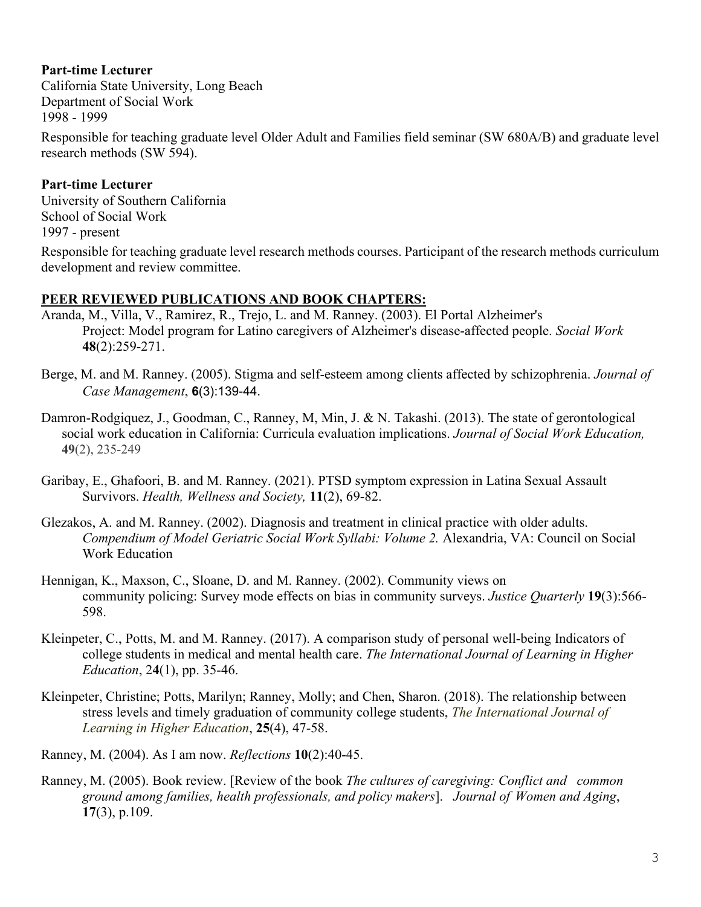**Part-time Lecturer**
California State University, Long Beach
Department of Social Work
1998 - 1999

Responsible for teaching graduate level Older Adult and Families field seminar (SW 680A/B) and graduate level research methods (SW 594).

**Part-time Lecturer**
University of Southern California
School of Social Work
1997 - present

Responsible for teaching graduate level research methods courses. Participant of the research methods curriculum development and review committee.

## PEER REVIEWED PUBLICATIONS AND BOOK CHAPTERS:

Aranda, M., Villa, V., Ramirez, R., Trejo, L. and M. Ranney. (2003). El Portal Alzheimer's Project: Model program for Latino caregivers of Alzheimer's disease-affected people. *Social Work* **48**(2):259-271.

Berge, M. and M. Ranney. (2005). Stigma and self-esteem among clients affected by schizophrenia. *Journal of Case Management*, **6**(3):139-44.

Damron-Rodgiquez, J., Goodman, C., Ranney, M, Min, J. & N. Takashi. (2013). The state of gerontological social work education in California: Curricula evaluation implications. *Journal of Social Work Education,* **49**(2), 235-249

Garibay, E., Ghafoori, B. and M. Ranney. (2021). PTSD symptom expression in Latina Sexual Assault Survivors. *Health, Wellness and Society,* **11**(2), 69-82.

Glezakos, A. and M. Ranney. (2002). Diagnosis and treatment in clinical practice with older adults. *Compendium of Model Geriatric Social Work Syllabi: Volume 2.* Alexandria, VA: Council on Social Work Education

Hennigan, K., Maxson, C., Sloane, D. and M. Ranney. (2002). Community views on community policing: Survey mode effects on bias in community surveys. *Justice Quarterly* **19**(3):566-598.

Kleinpeter, C., Potts, M. and M. Ranney. (2017). A comparison study of personal well-being Indicators of college students in medical and mental health care. *The International Journal of Learning in Higher Education*, 2**4**(1), pp. 35-46.

Kleinpeter, Christine; Potts, Marilyn; Ranney, Molly; and Chen, Sharon. (2018). The relationship between stress levels and timely graduation of community college students, *The International Journal of Learning in Higher Education*, **25**(4), 47-58.

Ranney, M. (2004). As I am now. *Reflections* **10**(2):40-45.

Ranney, M. (2005). Book review. [Review of the book *The cultures of caregiving: Conflict and common ground among families, health professionals, and policy makers*]. *Journal of Women and Aging*, **17**(3), p.109.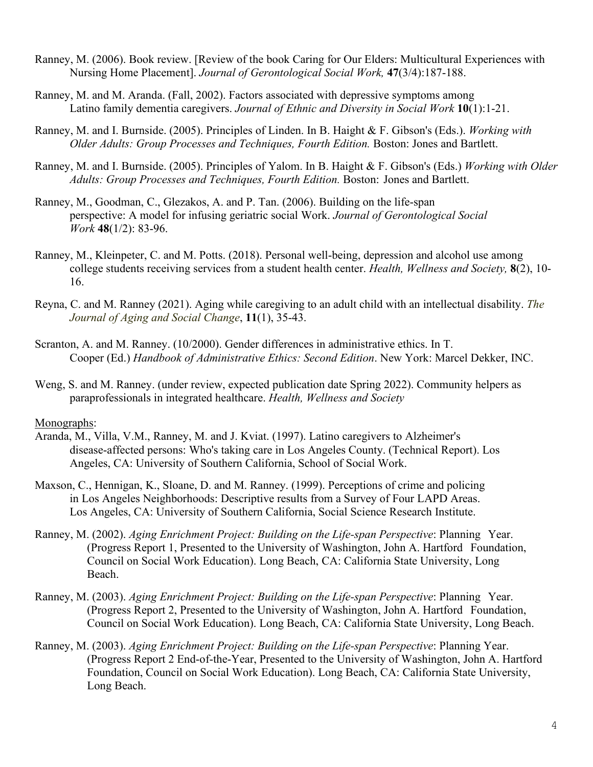Ranney, M. (2006). Book review. [Review of the book Caring for Our Elders: Multicultural Experiences with Nursing Home Placement]. *Journal of Gerontological Social Work,* **47**(3/4):187-188.

Ranney, M. and M. Aranda. (Fall, 2002). Factors associated with depressive symptoms among Latino family dementia caregivers. *Journal of Ethnic and Diversity in Social Work* **10**(1):1-21.

Ranney, M. and I. Burnside. (2005). Principles of Linden. In B. Haight & F. Gibson's (Eds.). *Working with Older Adults: Group Processes and Techniques, Fourth Edition.* Boston: Jones and Bartlett.

Ranney, M. and I. Burnside. (2005). Principles of Yalom. In B. Haight & F. Gibson's (Eds.) *Working with Older Adults: Group Processes and Techniques, Fourth Edition.* Boston: Jones and Bartlett.

Ranney, M., Goodman, C., Glezakos, A. and P. Tan. (2006). Building on the life-span perspective: A model for infusing geriatric social Work. *Journal of Gerontological Social Work* **48**(1/2): 83-96.

Ranney, M., Kleinpeter, C. and M. Potts. (2018). Personal well-being, depression and alcohol use among college students receiving services from a student health center. *Health, Wellness and Society,* **8**(2), 10-16.

Reyna, C. and M. Ranney (2021). Aging while caregiving to an adult child with an intellectual disability. *The Journal of Aging and Social Change*, **11**(1), 35-43.

Scranton, A. and M. Ranney. (10/2000). Gender differences in administrative ethics. In T. Cooper (Ed.) *Handbook of Administrative Ethics: Second Edition*. New York: Marcel Dekker, INC.

Weng, S. and M. Ranney. (under review, expected publication date Spring 2022). Community helpers as paraprofessionals in integrated healthcare. *Health, Wellness and Society*

Monographs:

Aranda, M., Villa, V.M., Ranney, M. and J. Kviat. (1997). Latino caregivers to Alzheimer's disease-affected persons: Who's taking care in Los Angeles County. (Technical Report). Los Angeles, CA: University of Southern California, School of Social Work.

Maxson, C., Hennigan, K., Sloane, D. and M. Ranney. (1999). Perceptions of crime and policing in Los Angeles Neighborhoods: Descriptive results from a Survey of Four LAPD Areas. Los Angeles, CA: University of Southern California, Social Science Research Institute.

Ranney, M. (2002). *Aging Enrichment Project: Building on the Life-span Perspective*: Planning Year. (Progress Report 1, Presented to the University of Washington, John A. Hartford Foundation, Council on Social Work Education). Long Beach, CA: California State University, Long Beach.

Ranney, M. (2003). *Aging Enrichment Project: Building on the Life-span Perspective*: Planning Year. (Progress Report 2, Presented to the University of Washington, John A. Hartford Foundation, Council on Social Work Education). Long Beach, CA: California State University, Long Beach.

Ranney, M. (2003). *Aging Enrichment Project: Building on the Life-span Perspective*: Planning Year. (Progress Report 2 End-of-the-Year, Presented to the University of Washington, John A. Hartford Foundation, Council on Social Work Education). Long Beach, CA: California State University, Long Beach.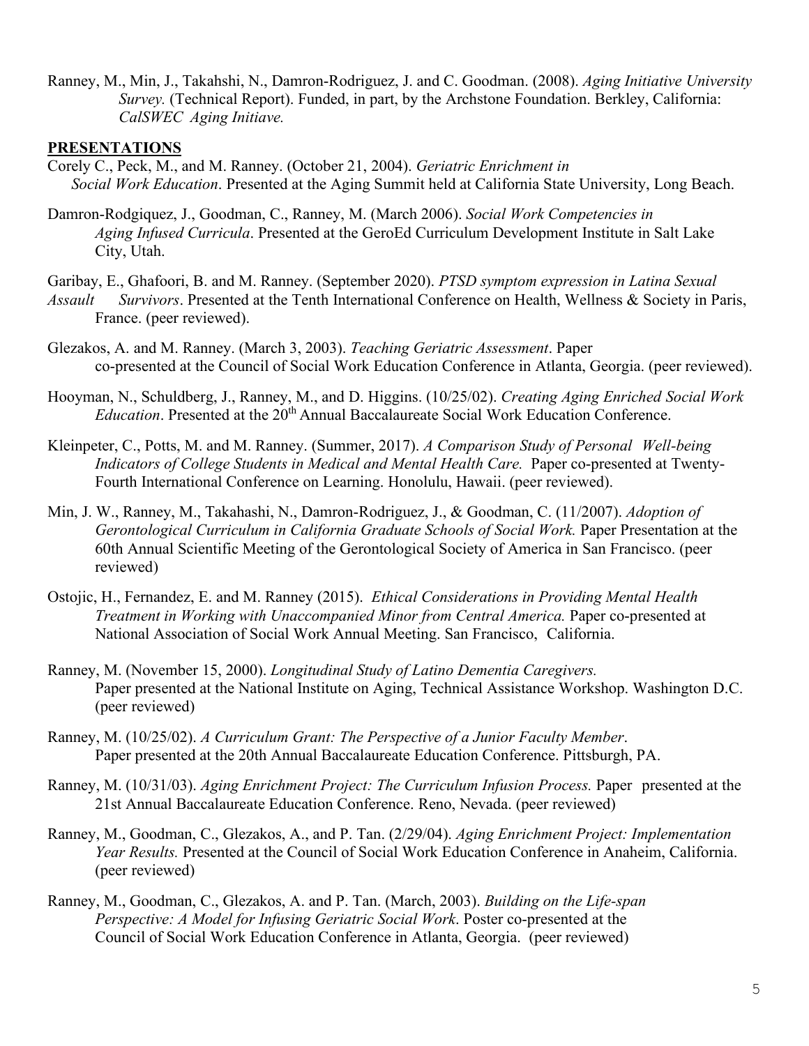Ranney, M., Min, J., Takahshi, N., Damron-Rodriguez, J. and C. Goodman. (2008). *Aging Initiative University Survey.* (Technical Report). Funded, in part, by the Archstone Foundation. Berkley, California: *CalSWEC Aging Initiave.*

## PRESENTATIONS

Corely C., Peck, M., and M. Ranney. (October 21, 2004). *Geriatric Enrichment in Social Work Education*. Presented at the Aging Summit held at California State University, Long Beach.

Damron-Rodgiquez, J., Goodman, C., Ranney, M. (March 2006). *Social Work Competencies in Aging Infused Curricula*. Presented at the GeroEd Curriculum Development Institute in Salt Lake City, Utah.

Garibay, E., Ghafoori, B. and M. Ranney. (September 2020). *PTSD symptom expression in Latina Sexual Assault Survivors*. Presented at the Tenth International Conference on Health, Wellness & Society in Paris, France. (peer reviewed).

Glezakos, A. and M. Ranney. (March 3, 2003). *Teaching Geriatric Assessment*. Paper co-presented at the Council of Social Work Education Conference in Atlanta, Georgia. (peer reviewed).

Hooyman, N., Schuldberg, J., Ranney, M., and D. Higgins. (10/25/02). *Creating Aging Enriched Social Work Education*. Presented at the 20th Annual Baccalaureate Social Work Education Conference.

Kleinpeter, C., Potts, M. and M. Ranney. (Summer, 2017). *A Comparison Study of Personal Well-being Indicators of College Students in Medical and Mental Health Care.* Paper co-presented at Twenty-Fourth International Conference on Learning. Honolulu, Hawaii. (peer reviewed).

Min, J. W., Ranney, M., Takahashi, N., Damron-Rodriguez, J., & Goodman, C. (11/2007). *Adoption of Gerontological Curriculum in California Graduate Schools of Social Work.* Paper Presentation at the 60th Annual Scientific Meeting of the Gerontological Society of America in San Francisco. (peer reviewed)

Ostojic, H., Fernandez, E. and M. Ranney (2015). *Ethical Considerations in Providing Mental Health Treatment in Working with Unaccompanied Minor from Central America.* Paper co-presented at National Association of Social Work Annual Meeting. San Francisco, California.

Ranney, M. (November 15, 2000). *Longitudinal Study of Latino Dementia Caregivers.* Paper presented at the National Institute on Aging, Technical Assistance Workshop. Washington D.C. (peer reviewed)

Ranney, M. (10/25/02). *A Curriculum Grant: The Perspective of a Junior Faculty Member*. Paper presented at the 20th Annual Baccalaureate Education Conference. Pittsburgh, PA.

Ranney, M. (10/31/03). *Aging Enrichment Project: The Curriculum Infusion Process.* Paper presented at the 21st Annual Baccalaureate Education Conference. Reno, Nevada. (peer reviewed)

Ranney, M., Goodman, C., Glezakos, A., and P. Tan. (2/29/04). *Aging Enrichment Project: Implementation Year Results.* Presented at the Council of Social Work Education Conference in Anaheim, California. (peer reviewed)

Ranney, M., Goodman, C., Glezakos, A. and P. Tan. (March, 2003). *Building on the Life-span Perspective: A Model for Infusing Geriatric Social Work*. Poster co-presented at the Council of Social Work Education Conference in Atlanta, Georgia. (peer reviewed)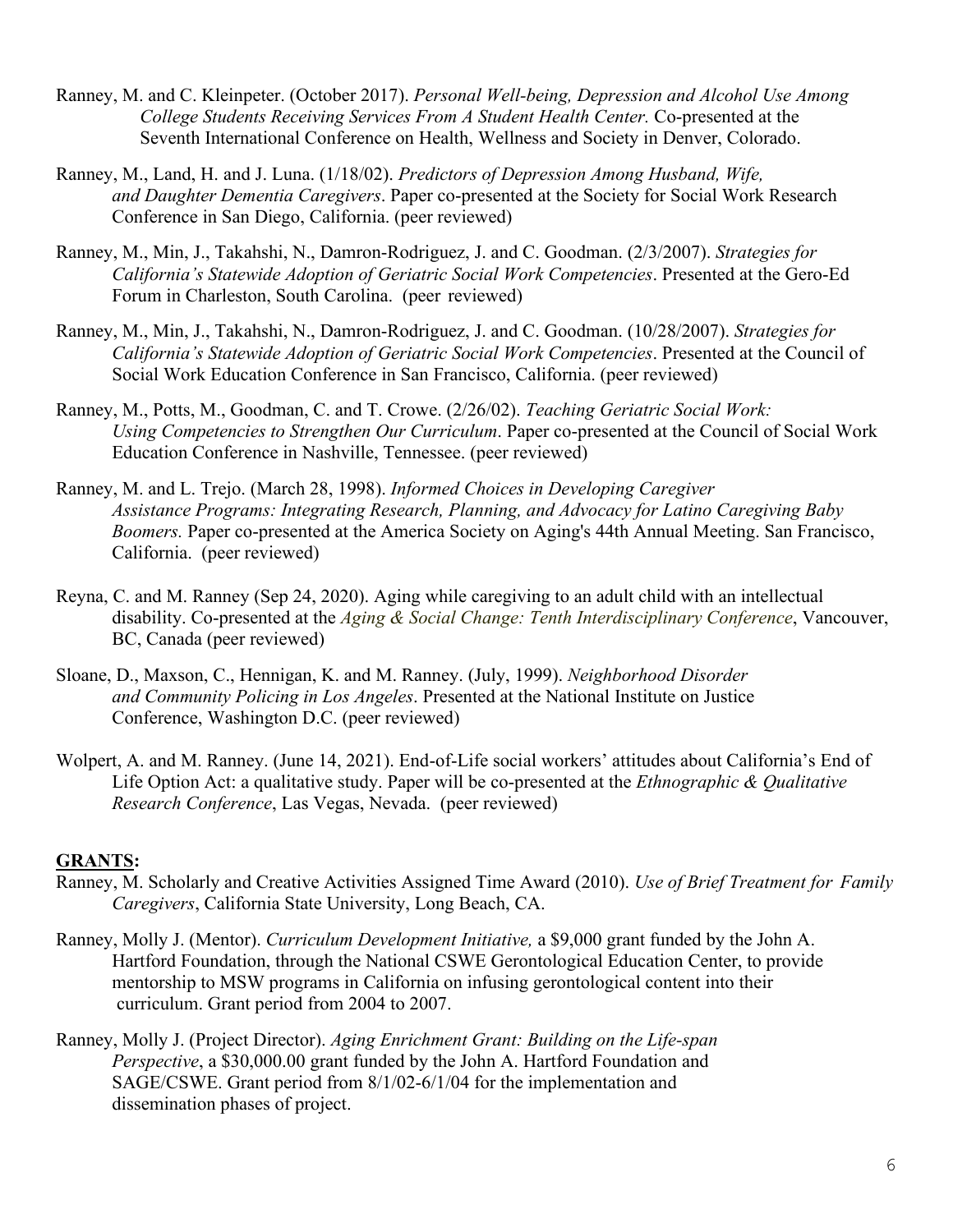Ranney, M. and C. Kleinpeter. (October 2017). *Personal Well-being, Depression and Alcohol Use Among College Students Receiving Services From A Student Health Center.* Co-presented at the Seventh International Conference on Health, Wellness and Society in Denver, Colorado.

Ranney, M., Land, H. and J. Luna. (1/18/02). *Predictors of Depression Among Husband, Wife, and Daughter Dementia Caregivers*. Paper co-presented at the Society for Social Work Research Conference in San Diego, California. (peer reviewed)

Ranney, M., Min, J., Takahshi, N., Damron-Rodriguez, J. and C. Goodman. (2/3/2007). *Strategies for California's Statewide Adoption of Geriatric Social Work Competencies*. Presented at the Gero-Ed Forum in Charleston, South Carolina. (peer reviewed)

Ranney, M., Min, J., Takahshi, N., Damron-Rodriguez, J. and C. Goodman. (10/28/2007). *Strategies for California's Statewide Adoption of Geriatric Social Work Competencies*. Presented at the Council of Social Work Education Conference in San Francisco, California. (peer reviewed)

Ranney, M., Potts, M., Goodman, C. and T. Crowe. (2/26/02). *Teaching Geriatric Social Work: Using Competencies to Strengthen Our Curriculum*. Paper co-presented at the Council of Social Work Education Conference in Nashville, Tennessee. (peer reviewed)

Ranney, M. and L. Trejo. (March 28, 1998). *Informed Choices in Developing Caregiver Assistance Programs: Integrating Research, Planning, and Advocacy for Latino Caregiving Baby Boomers.* Paper co-presented at the America Society on Aging's 44th Annual Meeting. San Francisco, California. (peer reviewed)

Reyna, C. and M. Ranney (Sep 24, 2020). Aging while caregiving to an adult child with an intellectual disability. Co-presented at the *Aging & Social Change: Tenth Interdisciplinary Conference*, Vancouver, BC, Canada (peer reviewed)

Sloane, D., Maxson, C., Hennigan, K. and M. Ranney. (July, 1999). *Neighborhood Disorder and Community Policing in Los Angeles*. Presented at the National Institute on Justice Conference, Washington D.C. (peer reviewed)

Wolpert, A. and M. Ranney. (June 14, 2021). End-of-Life social workers' attitudes about California's End of Life Option Act: a qualitative study. Paper will be co-presented at the *Ethnographic & Qualitative Research Conference*, Las Vegas, Nevada. (peer reviewed)

## GRANTS:

Ranney, M. Scholarly and Creative Activities Assigned Time Award (2010). *Use of Brief Treatment for Family Caregivers*, California State University, Long Beach, CA.

Ranney, Molly J. (Mentor). *Curriculum Development Initiative,* a $9,000 grant funded by the John A. Hartford Foundation, through the National CSWE Gerontological Education Center, to provide mentorship to MSW programs in California on infusing gerontological content into their curriculum. Grant period from 2004 to 2007.

Ranney, Molly J. (Project Director). *Aging Enrichment Grant: Building on the Life-span Perspective*, a $30,000.00 grant funded by the John A. Hartford Foundation and SAGE/CSWE. Grant period from 8/1/02-6/1/04 for the implementation and dissemination phases of project.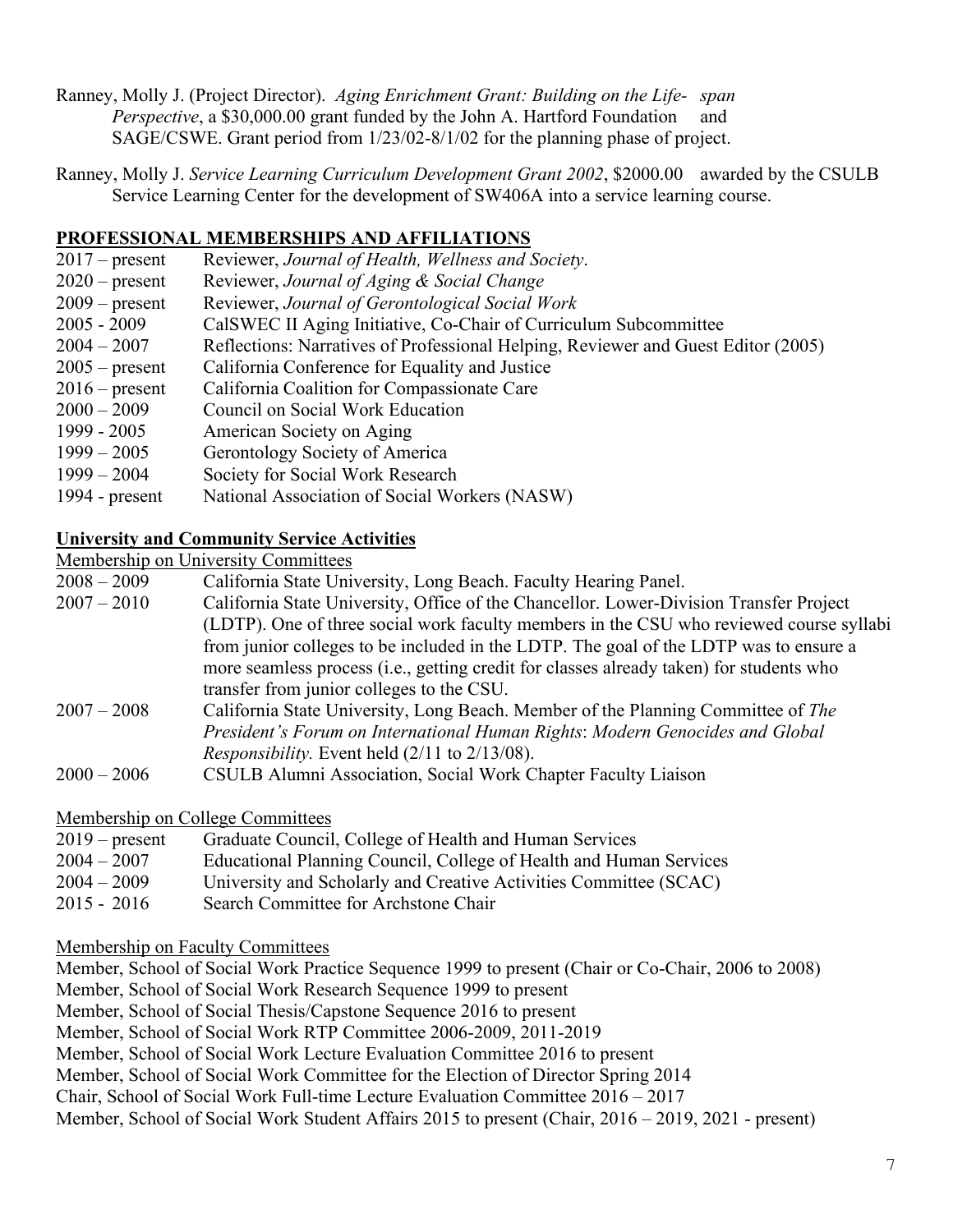Ranney, Molly J. (Project Director). *Aging Enrichment Grant: Building on the Life- span Perspective*, a $30,000.00 grant funded by the John A. Hartford Foundation and SAGE/CSWE. Grant period from 1/23/02-8/1/02 for the planning phase of project.

Ranney, Molly J. *Service Learning Curriculum Development Grant 2002*, $2000.00 awarded by the CSULB Service Learning Center for the development of SW406A into a service learning course.

## PROFESSIONAL MEMBERSHIPS AND AFFILIATIONS

2017 – present Reviewer, *Journal of Health, Wellness and Society*.
2020 – present Reviewer, *Journal of Aging & Social Change*
2009 – present Reviewer, *Journal of Gerontological Social Work*
2005 - 2009 CalSWEC II Aging Initiative, Co-Chair of Curriculum Subcommittee
2004 – 2007 Reflections: Narratives of Professional Helping, Reviewer and Guest Editor (2005)
2005 – present California Conference for Equality and Justice
2016 – present California Coalition for Compassionate Care
2000 – 2009 Council on Social Work Education
1999 - 2005 American Society on Aging
1999 – 2005 Gerontology Society of America
1999 – 2004 Society for Social Work Research
1994 - present National Association of Social Workers (NASW)

## University and Community Service Activities

Membership on University Committees

2008 – 2009 California State University, Long Beach. Faculty Hearing Panel.
2007 – 2010 California State University, Office of the Chancellor. Lower-Division Transfer Project (LDTP). One of three social work faculty members in the CSU who reviewed course syllabi from junior colleges to be included in the LDTP. The goal of the LDTP was to ensure a more seamless process (i.e., getting credit for classes already taken) for students who transfer from junior colleges to the CSU.
2007 – 2008 California State University, Long Beach. Member of the Planning Committee of *The President's Forum on International Human Rights*: *Modern Genocides and Global Responsibility.* Event held (2/11 to 2/13/08).
2000 – 2006 CSULB Alumni Association, Social Work Chapter Faculty Liaison

Membership on College Committees

2019 – present Graduate Council, College of Health and Human Services
2004 – 2007 Educational Planning Council, College of Health and Human Services
2004 – 2009 University and Scholarly and Creative Activities Committee (SCAC)
2015 - 2016 Search Committee for Archstone Chair

Membership on Faculty Committees

Member, School of Social Work Practice Sequence 1999 to present (Chair or Co-Chair, 2006 to 2008)
Member, School of Social Work Research Sequence 1999 to present
Member, School of Social Thesis/Capstone Sequence 2016 to present
Member, School of Social Work RTP Committee 2006-2009, 2011-2019
Member, School of Social Work Lecture Evaluation Committee 2016 to present
Member, School of Social Work Committee for the Election of Director Spring 2014
Chair, School of Social Work Full-time Lecture Evaluation Committee 2016 – 2017
Member, School of Social Work Student Affairs 2015 to present (Chair, 2016 – 2019, 2021 - present)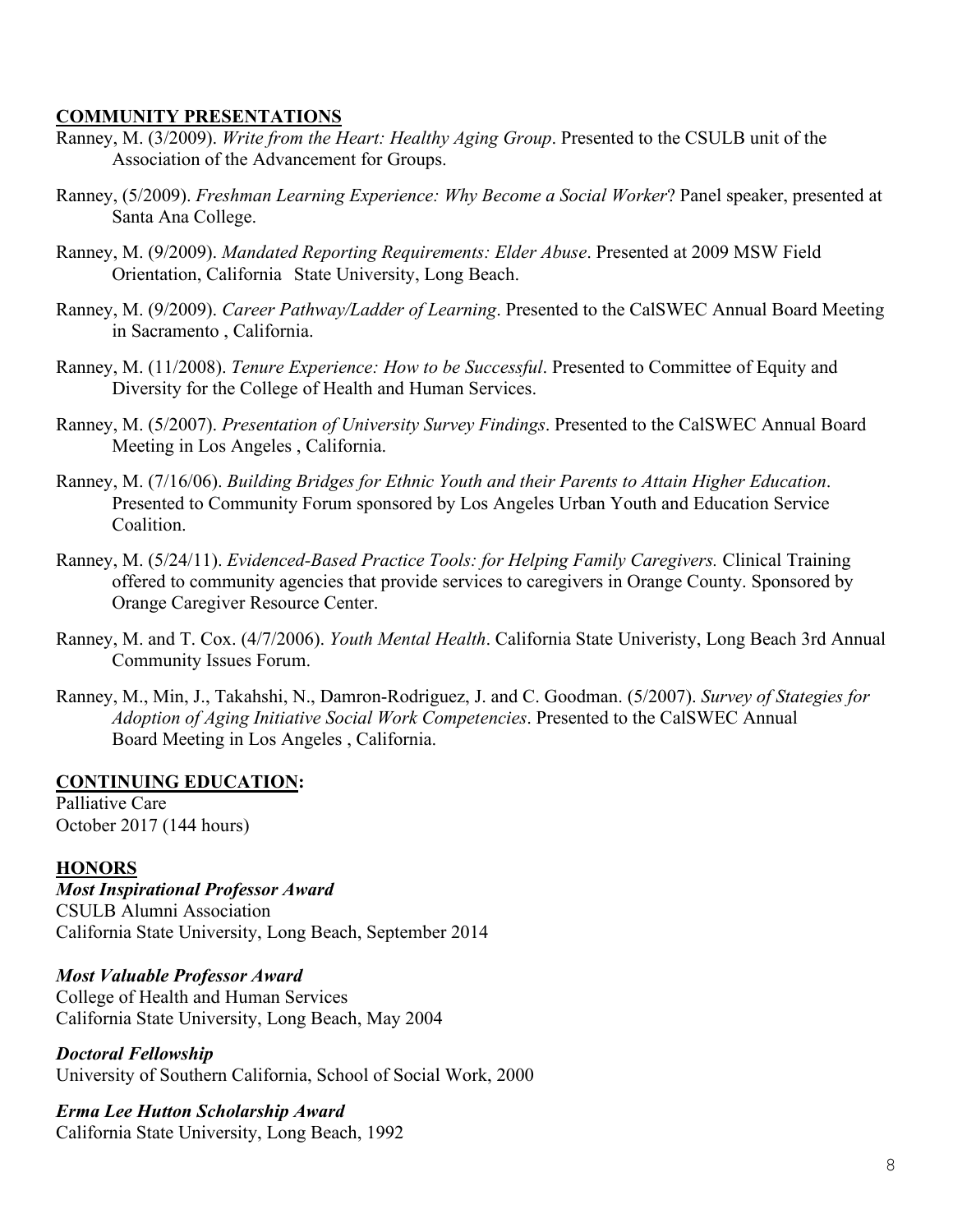## COMMUNITY PRESENTATIONS

Ranney, M. (3/2009). *Write from the Heart: Healthy Aging Group*. Presented to the CSULB unit of the Association of the Advancement for Groups.

Ranney, (5/2009). *Freshman Learning Experience: Why Become a Social Worker*? Panel speaker, presented at Santa Ana College.

Ranney, M. (9/2009). *Mandated Reporting Requirements: Elder Abuse*. Presented at 2009 MSW Field Orientation, California State University, Long Beach.

Ranney, M. (9/2009). *Career Pathway/Ladder of Learning*. Presented to the CalSWEC Annual Board Meeting in Sacramento , California.

Ranney, M. (11/2008). *Tenure Experience: How to be Successful*. Presented to Committee of Equity and Diversity for the College of Health and Human Services.

Ranney, M. (5/2007). *Presentation of University Survey Findings*. Presented to the CalSWEC Annual Board Meeting in Los Angeles , California.

Ranney, M. (7/16/06). *Building Bridges for Ethnic Youth and their Parents to Attain Higher Education*. Presented to Community Forum sponsored by Los Angeles Urban Youth and Education Service Coalition.

Ranney, M. (5/24/11). *Evidenced-Based Practice Tools: for Helping Family Caregivers.* Clinical Training offered to community agencies that provide services to caregivers in Orange County. Sponsored by Orange Caregiver Resource Center.

Ranney, M. and T. Cox. (4/7/2006). *Youth Mental Health*. California State Univeristy, Long Beach 3rd Annual Community Issues Forum.

Ranney, M., Min, J., Takahshi, N., Damron-Rodriguez, J. and C. Goodman. (5/2007). *Survey of Stategies for Adoption of Aging Initiative Social Work Competencies*. Presented to the CalSWEC Annual Board Meeting in Los Angeles , California.

## CONTINUING EDUCATION:

Palliative Care
October 2017 (144 hours)

## HONORS

***Most Inspirational Professor Award***
CSULB Alumni Association
California State University, Long Beach, September 2014

***Most Valuable Professor Award***
College of Health and Human Services
California State University, Long Beach, May 2004

***Doctoral Fellowship***
University of Southern California, School of Social Work, 2000

***Erma Lee Hutton Scholarship Award***
California State University, Long Beach, 1992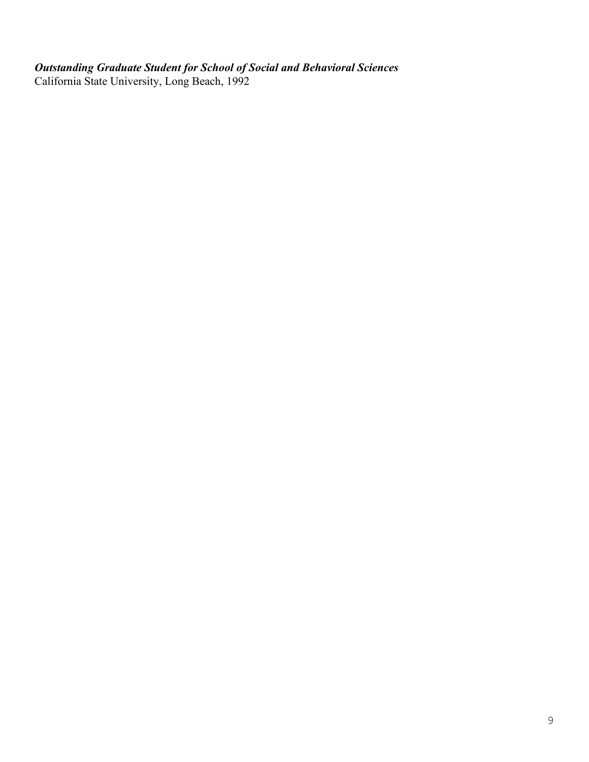***Outstanding Graduate Student for School of Social and Behavioral Sciences***
California State University, Long Beach, 1992